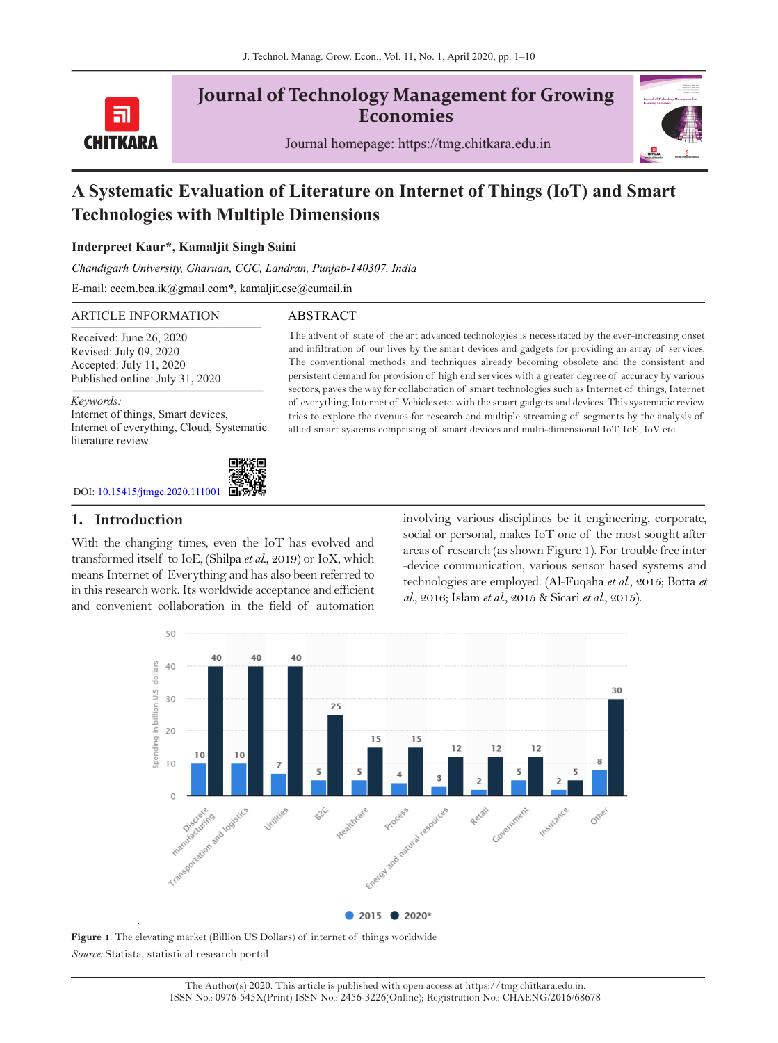# Journal of Technology Management for Growing Economies

Journal homepage: https://tmg.chitkara.edu.in

# A Systematic Evaluation of Literature on Internet of Things (IoT) and Smart Technologies with Multiple Dimensions

**Inderpreet Kaur*, Kamaljit Singh Saini**

*Chandigarh University, Gharuan, CGC, Landran, Punjab-140307, India*

E-mail: cecm.bca.ik@gmail.com*, kamaljit.cse@cumail.in

## ARTICLE INFORMATION

Received: June 26, 2020
Revised: July 09, 2020
Accepted: July 11, 2020
Published online: July 31, 2020

*Keywords:*
Internet of things, Smart devices, Internet of everything, Cloud, Systematic literature review

DOI: 10.15415/jtmge.2020.111001

## ABSTRACT

The advent of state of the art advanced technologies is necessitated by the ever-increasing onset and infiltration of our lives by the smart devices and gadgets for providing an array of services. The conventional methods and techniques already becoming obsolete and the consistent and persistent demand for provision of high end services with a greater degree of accuracy by various sectors, paves the way for collaboration of smart technologies such as Internet of things, Internet of everything, Internet of Vehicles etc. with the smart gadgets and devices. This systematic review tries to explore the avenues for research and multiple streaming of segments by the analysis of allied smart systems comprising of smart devices and multi-dimensional IoT, IoE, IoV etc.

## 1. Introduction

With the changing times, even the IoT has evolved and transformed itself to IoE, (Shilpa *et al.*, 2019) or IoX, which means Internet of Everything and has also been referred to in this research work. Its worldwide acceptance and efficient and convenient collaboration in the field of automation involving various disciplines be it engineering, corporate, social or personal, makes IoT one of the most sought after areas of research (as shown Figure 1). For trouble free inter -device communication, various sensor based systems and technologies are employed. (Al-Fuqaha *et al.*, 2015; Botta *et al.*, 2016; Islam *et al.*, 2015 & Sicari *et al.*, 2015).

| Sector | 2015 | 2020* |
|---|---|---|
| Discrete manufacturing | 10 | 40 |
| Transportation and logistics | 10 | 40 |
| Utilities | 7 | 40 |
| B2C | 5 | 25 |
| Healthcare | 5 | 15 |
| Process | 4 | 15 |
| Energy and natural resources | 3 | 12 |
| Retail | 2 | 12 |
| Government | 5 | 12 |
| Insurance | 2 | 5 |
| Other | 8 | 30 |

**Figure 1**: The elevating market (Billion US Dollars) of internet of things worldwide
*Source:* Statista, statistical research portal

The Author(s) 2020. This article is published with open access at https://tmg.chitkara.edu.in.
ISSN No.: 0976-545X(Print) ISSN No.: 2456-3226(Online); Registration No.: CHAENG/2016/68678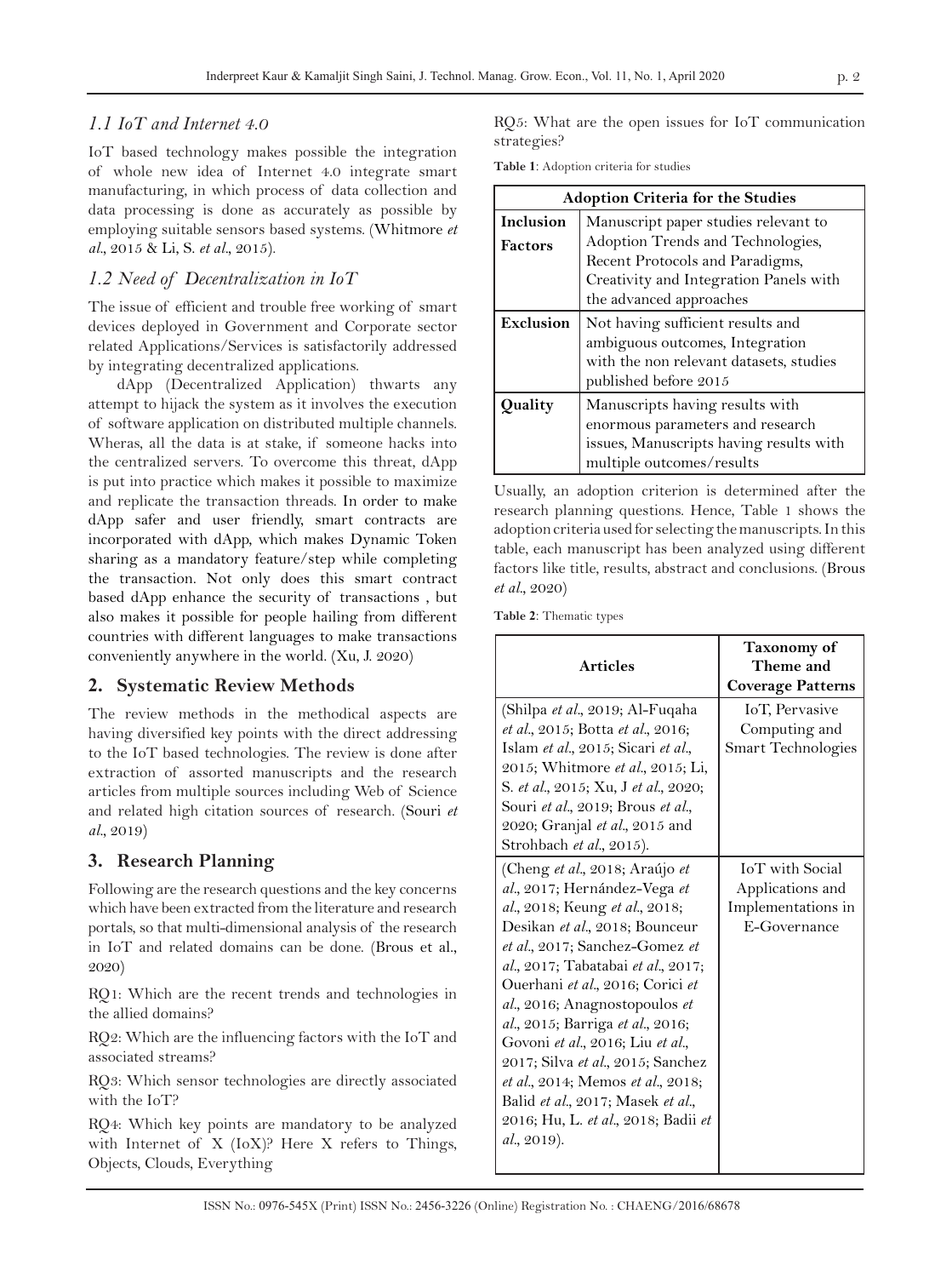### *1.1 IoT and Internet 4.0*

IoT based technology makes possible the integration of whole new idea of Internet 4.0 integrate smart manufacturing, in which process of data collection and data processing is done as accurately as possible by employing suitable sensors based systems. (Whitmore *et al.*, 2015 & Li, S. *et al.*, 2015).

### *1.2 Need of Decentralization in IoT*

The issue of efficient and trouble free working of smart devices deployed in Government and Corporate sector related Applications/Services is satisfactorily addressed by integrating decentralized applications.

dApp (Decentralized Application) thwarts any attempt to hijack the system as it involves the execution of software application on distributed multiple channels. Wheras, all the data is at stake, if someone hacks into the centralized servers. To overcome this threat, dApp is put into practice which makes it possible to maximize and replicate the transaction threads. In order to make dApp safer and user friendly, smart contracts are incorporated with dApp, which makes Dynamic Token sharing as a mandatory feature/step while completing the transaction. Not only does this smart contract based dApp enhance the security of transactions , but also makes it possible for people hailing from different countries with different languages to make transactions conveniently anywhere in the world. (Xu, J. 2020)

## 2. Systematic Review Methods

The review methods in the methodical aspects are having diversified key points with the direct addressing to the IoT based technologies. The review is done after extraction of assorted manuscripts and the research articles from multiple sources including Web of Science and related high citation sources of research. (Souri *et al.*, 2019)

## 3. Research Planning

Following are the research questions and the key concerns which have been extracted from the literature and research portals, so that multi-dimensional analysis of the research in IoT and related domains can be done. (Brous et al., 2020)

RQ1: Which are the recent trends and technologies in the allied domains?

RQ2: Which are the influencing factors with the IoT and associated streams?

RQ3: Which sensor technologies are directly associated with the IoT?

RQ4: Which key points are mandatory to be analyzed with Internet of X (IoX)? Here X refers to Things, Objects, Clouds, Everything

RQ5: What are the open issues for IoT communication strategies?

**Table 1**: Adoption criteria for studies

| Adoption Criteria for the Studies | |
|---|---|
| **Inclusion Factors** | Manuscript paper studies relevant to Adoption Trends and Technologies, Recent Protocols and Paradigms, Creativity and Integration Panels with the advanced approaches |
| **Exclusion** | Not having sufficient results and ambiguous outcomes, Integration with the non relevant datasets, studies published before 2015 |
| **Quality** | Manuscripts having results with enormous parameters and research issues, Manuscripts having results with multiple outcomes/results |

Usually, an adoption criterion is determined after the research planning questions. Hence, Table 1 shows the adoption criteria used for selecting the manuscripts. In this table, each manuscript has been analyzed using different factors like title, results, abstract and conclusions. (Brous *et al.*, 2020)

**Table 2**: Thematic types

| Articles | Taxonomy of Theme and Coverage Patterns |
|---|---|
| (Shilpa *et al.*, 2019; Al-Fuqaha *et al.*, 2015; Botta *et al.*, 2016; Islam *et al.*, 2015; Sicari *et al.*, 2015; Whitmore *et al.*, 2015; Li, S. *et al.*, 2015; Xu, J *et al.*, 2020; Souri *et al.*, 2019; Brous *et al.*, 2020; Granjal *et al.*, 2015 and Strohbach *et al.*, 2015). | IoT, Pervasive Computing and Smart Technologies |
| (Cheng *et al.*, 2018; Araújo *et al.*, 2017; Hernández-Vega *et al.*, 2018; Keung *et al.*, 2018; Desikan *et al.*, 2018; Bounceur *et al.*, 2017; Sanchez-Gomez *et al.*, 2017; Tabatabai *et al.*, 2017; Ouerhani *et al.*, 2016; Corici *et al.*, 2016; Anagnostopoulos *et al.*, 2015; Barriga *et al.*, 2016; Govoni *et al.*, 2016; Liu *et al.*, 2017; Silva *et al.*, 2015; Sanchez *et al.*, 2014; Memos *et al.*, 2018; Balid *et al.*, 2017; Masek *et al.*, 2016; Hu, L. *et al.*, 2018; Badii *et al.*, 2019). | IoT with Social Applications and Implementations in E-Governance |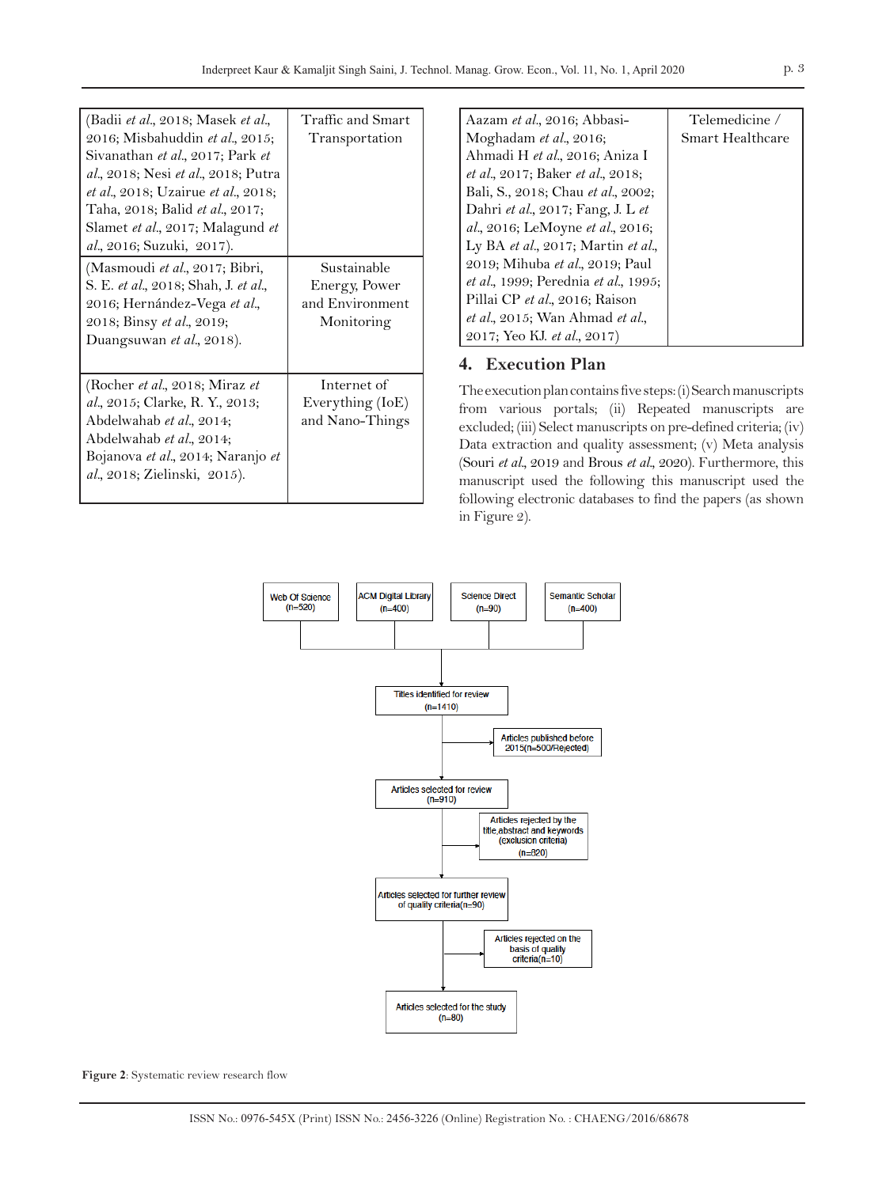| | |
|---|---|
| (Badii *et al.*, 2018; Masek *et al.*, 2016; Misbahuddin *et al.*, 2015; Sivanathan *et al.*, 2017; Park *et al.*, 2018; Nesi *et al.*, 2018; Putra *et al.*, 2018; Uzairue *et al.*, 2018; Taha, 2018; Balid *et al.*, 2017; Slamet *et al.*, 2017; Malagund *et al.*, 2016; Suzuki, 2017). | Traffic and Smart Transportation |
| (Masmoudi *et al.*, 2017; Bibri, S. E. *et al.*, 2018; Shah, J. *et al.*, 2016; Hernández-Vega *et al.*, 2018; Binsy *et al.*, 2019; Duangsuwan *et al.*, 2018). | Sustainable Energy, Power and Environment Monitoring |
| (Rocher *et al.*, 2018; Miraz *et al.*, 2015; Clarke, R. Y., 2013; Abdelwahab *et al.*, 2014; Abdelwahab *et al.*, 2014; Bojanova *et al.*, 2014; Naranjo *et al.*, 2018; Zielinski, 2015). | Internet of Everything (IoE) and Nano-Things |
| Aazam *et al.*, 2016; Abbasi-Moghadam *et al.*, 2016; Ahmadi H *et al.*, 2016; Aniza I *et al.*, 2017; Baker *et al.*, 2018; Bali, S., 2018; Chau *et al.*, 2002; Dahri *et al.*, 2017; Fang, J. L *et al.*, 2016; LeMoyne *et al.*, 2016; Ly BA *et al.*, 2017; Martin *et al.*, 2019; Mihuba *et al.*, 2019; Paul *et al.*, 1999; Perednia *et al.*, 1995; Pillai CP *et al.*, 2016; Raison *et al.*, 2015; Wan Ahmad *et al.*, 2017; Yeo KJ. *et al.*, 2017) | Telemedicine / Smart Healthcare |

## 4. Execution Plan

The execution plan contains five steps: (i) Search manuscripts from various portals; (ii) Repeated manuscripts are excluded; (iii) Select manuscripts on pre-defined criteria; (iv) Data extraction and quality assessment; (v) Meta analysis (Souri *et al.*, 2019 and Brous *et al.*, 2020). Furthermore, this manuscript used the following this manuscript used the following electronic databases to find the papers (as shown in Figure 2).

Web Of Science (n=520) | ACM Digital Library (n=400) | Science Direct (n=90) | Semantic Scholar (n=400)

Titles identified for review (n=1410)

Articles published before 2015(n=500/Rejected)

Articles selected for review (n=910)

Articles rejected by the title,abstract and keywords (exclusion criteria) (n=820)

Articles selected for further review of quality criteria(n=90)

Articles rejected on the basis of quality criteria(n=10)

Articles selected for the study (n=80)

**Figure 2**: Systematic review research flow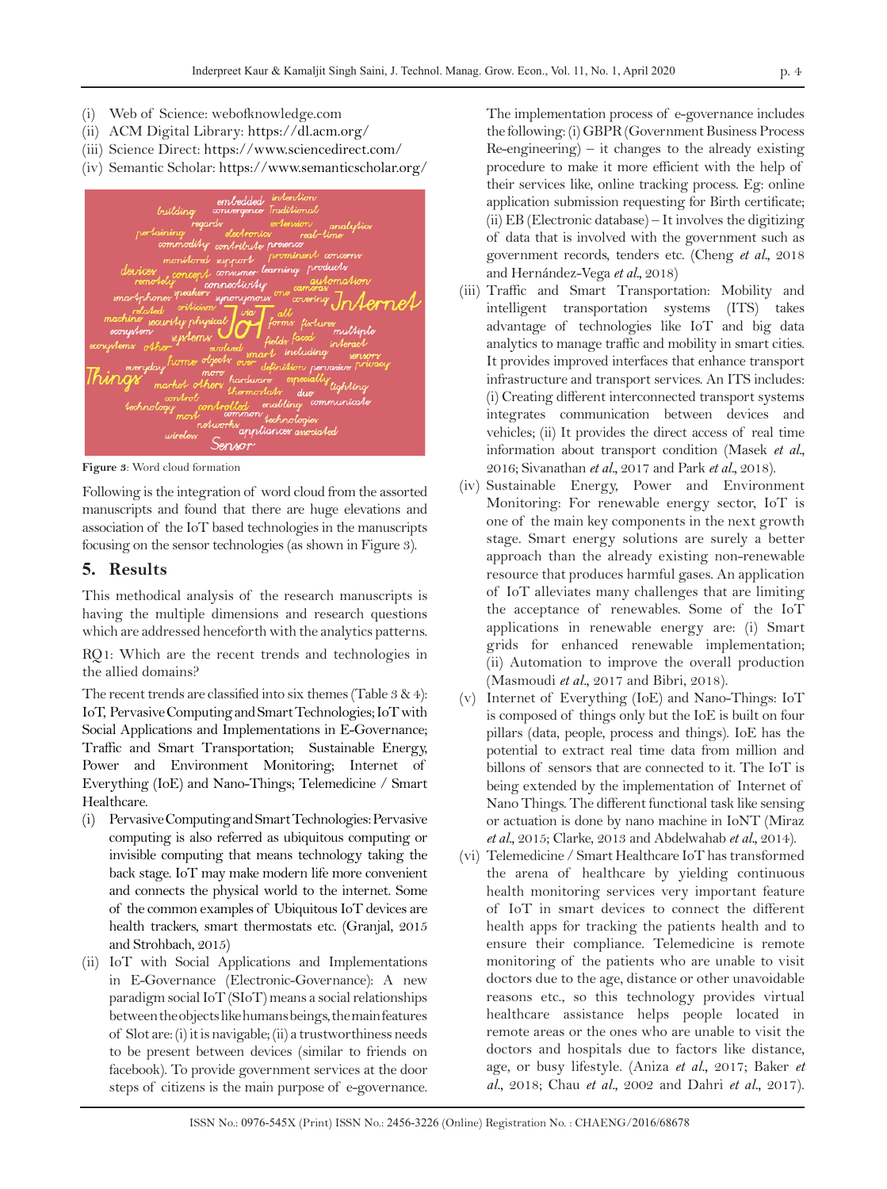(i) Web of Science: webofknowledge.com
(ii) ACM Digital Library: https://dl.acm.org/
(iii) Science Direct: https://www.sciencedirect.com/
(iv) Semantic Scholar: https://www.semanticscholar.org/

**Figure 3**: Word cloud formation

Following is the integration of word cloud from the assorted manuscripts and found that there are huge elevations and association of the IoT based technologies in the manuscripts focusing on the sensor technologies (as shown in Figure 3).

## 5. Results

This methodical analysis of the research manuscripts is having the multiple dimensions and research questions which are addressed henceforth with the analytics patterns.

RQ1: Which are the recent trends and technologies in the allied domains?

The recent trends are classified into six themes (Table 3 & 4): IoT, Pervasive Computing and Smart Technologies; IoT with Social Applications and Implementations in E-Governance; Traffic and Smart Transportation; Sustainable Energy, Power and Environment Monitoring; Internet of Everything (IoE) and Nano-Things; Telemedicine / Smart Healthcare.

(i) Pervasive Computing and Smart Technologies: Pervasive computing is also referred as ubiquitous computing or invisible computing that means technology taking the back stage. IoT may make modern life more convenient and connects the physical world to the internet. Some of the common examples of Ubiquitous IoT devices are health trackers, smart thermostats etc. (Granjal, 2015 and Strohbach, 2015)

(ii) IoT with Social Applications and Implementations in E-Governance (Electronic-Governance): A new paradigm social IoT (SIoT) means a social relationships between the objects like humans beings, the main features of Slot are: (i) it is navigable; (ii) a trustworthiness needs to be present between devices (similar to friends on facebook). To provide government services at the door steps of citizens is the main purpose of e-governance. The implementation process of e-governance includes the following: (i) GBPR (Government Business Process Re-engineering) – it changes to the already existing procedure to make it more efficient with the help of their services like, online tracking process. Eg: online application submission requesting for Birth certificate; (ii) EB (Electronic database) – It involves the digitizing of data that is involved with the government such as government records, tenders etc. (Cheng *et al.*, 2018 and Hernández-Vega *et al.*, 2018)

(iii) Traffic and Smart Transportation: Mobility and intelligent transportation systems (ITS) takes advantage of technologies like IoT and big data analytics to manage traffic and mobility in smart cities. It provides improved interfaces that enhance transport infrastructure and transport services. An ITS includes: (i) Creating different interconnected transport systems integrates communication between devices and vehicles; (ii) It provides the direct access of real time information about transport condition (Masek *et al.*, 2016; Sivanathan *et al.*, 2017 and Park *et al.*, 2018).

(iv) Sustainable Energy, Power and Environment Monitoring: For renewable energy sector, IoT is one of the main key components in the next growth stage. Smart energy solutions are surely a better approach than the already existing non-renewable resource that produces harmful gases. An application of IoT alleviates many challenges that are limiting the acceptance of renewables. Some of the IoT applications in renewable energy are: (i) Smart grids for enhanced renewable implementation; (ii) Automation to improve the overall production (Masmoudi *et al.*, 2017 and Bibri, 2018).

(v) Internet of Everything (IoE) and Nano-Things: IoT is composed of things only but the IoE is built on four pillars (data, people, process and things). IoE has the potential to extract real time data from million and billons of sensors that are connected to it. The IoT is being extended by the implementation of Internet of Nano Things. The different functional task like sensing or actuation is done by nano machine in IoNT (Miraz *et al.*, 2015; Clarke, 2013 and Abdelwahab *et al.*, 2014).

(vi) Telemedicine / Smart Healthcare IoT has transformed the arena of healthcare by yielding continuous health monitoring services very important feature of IoT in smart devices to connect the different health apps for tracking the patients health and to ensure their compliance. Telemedicine is remote monitoring of the patients who are unable to visit doctors due to the age, distance or other unavoidable reasons etc., so this technology provides virtual healthcare assistance helps people located in remote areas or the ones who are unable to visit the doctors and hospitals due to factors like distance, age, or busy lifestyle. (Aniza *et al.*, 2017; Baker *et al.*, 2018; Chau *et al.*, 2002 and Dahri *et al.*, 2017).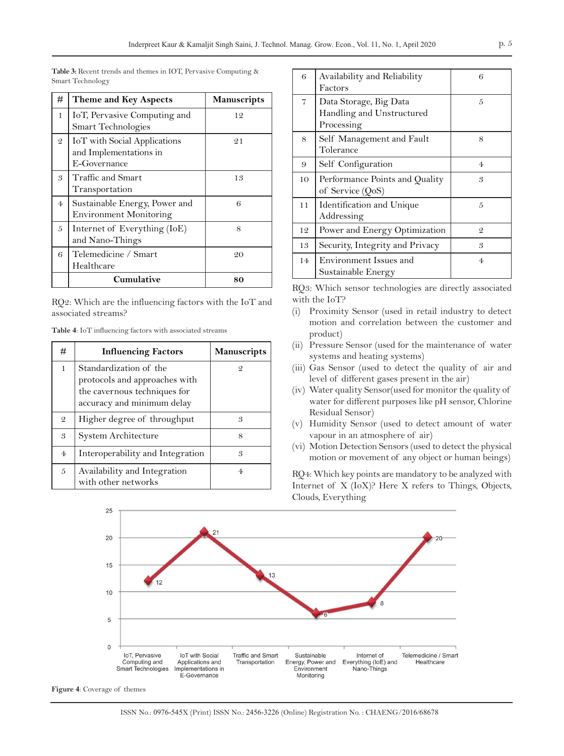**Table 3:** Recent trends and themes in IOT, Pervasive Computing & Smart Technology

| # | Theme and Key Aspects | Manuscripts |
|---|---|---|
| 1 | IoT, Pervasive Computing and Smart Technologies | 12 |
| 2 | IoT with Social Applications and Implementations in E-Governance | 21 |
| 3 | Traffic and Smart Transportation | 13 |
| 4 | Sustainable Energy, Power and Environment Monitoring | 6 |
| 5 | Internet of Everything (IoE) and Nano-Things | 8 |
| 6 | Telemedicine / Smart Healthcare | 20 |
| | **Cumulative** | **80** |

RQ2: Which are the influencing factors with the IoT and associated streams?

**Table 4**: IoT influencing factors with associated streams

| # | Influencing Factors | Manuscripts |
|---|---|---|
| 1 | Standardization of the protocols and approaches with the cavernous techniques for accuracy and minimum delay | 2 |
| 2 | Higher degree of throughput | 3 |
| 3 | System Architecture | 8 |
| 4 | Interoperability and Integration | 3 |
| 5 | Availability and Integration with other networks | 4 |
| 6 | Availability and Reliability Factors | 6 |
| 7 | Data Storage, Big Data Handling and Unstructured Processing | 5 |
| 8 | Self Management and Fault Tolerance | 8 |
| 9 | Self Configuration | 4 |
| 10 | Performance Points and Quality of Service (QoS) | 3 |
| 11 | Identification and Unique Addressing | 5 |
| 12 | Power and Energy Optimization | 2 |
| 13 | Security, Integrity and Privacy | 3 |
| 14 | Environment Issues and Sustainable Energy | 4 |

RQ3: Which sensor technologies are directly associated with the IoT?

(i) Proximity Sensor (used in retail industry to detect motion and correlation between the customer and product)
(ii) Pressure Sensor (used for the maintenance of water systems and heating systems)
(iii) Gas Sensor (used to detect the quality of air and level of different gases present in the air)
(iv) Water quality Sensor(used for monitor the quality of water for different purposes like pH sensor, Chlorine Residual Sensor)
(v) Humidity Sensor (used to detect amount of water vapour in an atmosphere of air)
(vi) Motion Detection Sensors (used to detect the physical motion or movement of any object or human beings)

RQ4: Which key points are mandatory to be analyzed with Internet of X (IoX)? Here X refers to Things, Objects, Clouds, Everything

| Theme | Manuscripts |
|---|---|
| IoT, Pervasive Computing and Smart Technologies | 12 |
| IoT with Social Applications and Implementations in E-Governance | 21 |
| Traffic and Smart Transportation | 13 |
| Sustainable Energy, Power and Environment Monitoring | 6 |
| Internet of Everything (IoE) and Nano-Things | 8 |
| Telemedicine / Smart Healthcare | 20 |

**Figure 4**: Coverage of themes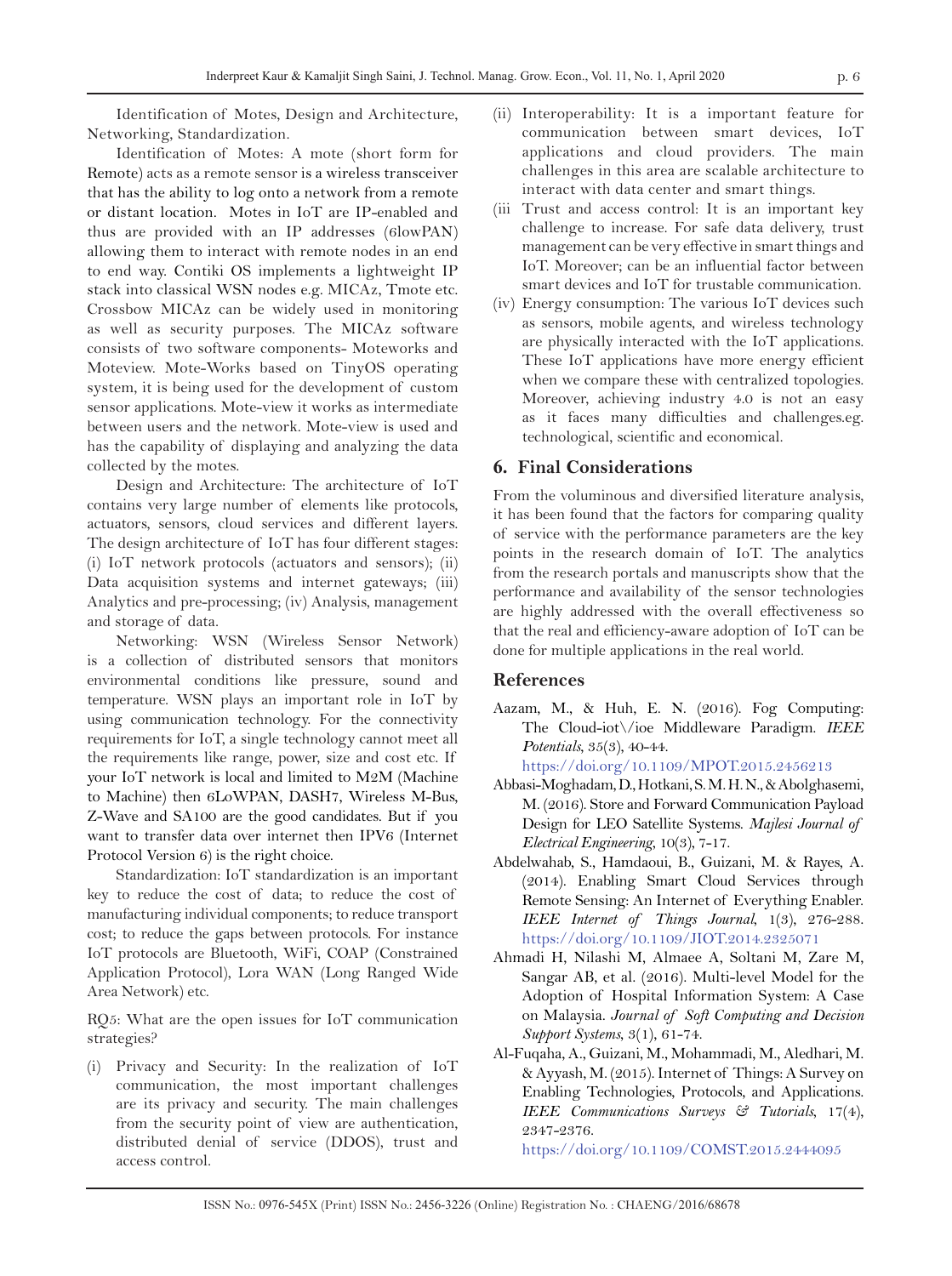Identification of Motes, Design and Architecture, Networking, Standardization.

Identification of Motes: A mote (short form for Remote) acts as a remote sensor is a wireless transceiver that has the ability to log onto a network from a remote or distant location. Motes in IoT are IP-enabled and thus are provided with an IP addresses (6lowPAN) allowing them to interact with remote nodes in an end to end way. Contiki OS implements a lightweight IP stack into classical WSN nodes e.g. MICAz, Tmote etc. Crossbow MICAz can be widely used in monitoring as well as security purposes. The MICAz software consists of two software components- Moteworks and Moteview. Mote-Works based on TinyOS operating system, it is being used for the development of custom sensor applications. Mote-view it works as intermediate between users and the network. Mote-view is used and has the capability of displaying and analyzing the data collected by the motes.

Design and Architecture: The architecture of IoT contains very large number of elements like protocols, actuators, sensors, cloud services and different layers. The design architecture of IoT has four different stages: (i) IoT network protocols (actuators and sensors); (ii) Data acquisition systems and internet gateways; (iii) Analytics and pre-processing; (iv) Analysis, management and storage of data.

Networking: WSN (Wireless Sensor Network) is a collection of distributed sensors that monitors environmental conditions like pressure, sound and temperature. WSN plays an important role in IoT by using communication technology. For the connectivity requirements for IoT, a single technology cannot meet all the requirements like range, power, size and cost etc. If your IoT network is local and limited to M2M (Machine to Machine) then 6LoWPAN, DASH7, Wireless M-Bus, Z-Wave and SA100 are the good candidates. But if you want to transfer data over internet then IPV6 (Internet Protocol Version 6) is the right choice.

Standardization: IoT standardization is an important key to reduce the cost of data; to reduce the cost of manufacturing individual components; to reduce transport cost; to reduce the gaps between protocols. For instance IoT protocols are Bluetooth, WiFi, COAP (Constrained Application Protocol), Lora WAN (Long Ranged Wide Area Network) etc.

RQ5: What are the open issues for IoT communication strategies?

(i) Privacy and Security: In the realization of IoT communication, the most important challenges are its privacy and security. The main challenges from the security point of view are authentication, distributed denial of service (DDOS), trust and access control.

(ii) Interoperability: It is a important feature for communication between smart devices, IoT applications and cloud providers. The main challenges in this area are scalable architecture to interact with data center and smart things.

(iii Trust and access control: It is an important key challenge to increase. For safe data delivery, trust management can be very effective in smart things and IoT. Moreover; can be an influential factor between smart devices and IoT for trustable communication.

(iv) Energy consumption: The various IoT devices such as sensors, mobile agents, and wireless technology are physically interacted with the IoT applications. These IoT applications have more energy efficient when we compare these with centralized topologies. Moreover, achieving industry 4.0 is not an easy as it faces many difficulties and challenges.eg. technological, scientific and economical.

## 6. Final Considerations

From the voluminous and diversified literature analysis, it has been found that the factors for comparing quality of service with the performance parameters are the key points in the research domain of IoT. The analytics from the research portals and manuscripts show that the performance and availability of the sensor technologies are highly addressed with the overall effectiveness so that the real and efficiency-aware adoption of IoT can be done for multiple applications in the real world.

## References

Aazam, M., & Huh, E. N. (2016). Fog Computing: The Cloud-iot\/ioe Middleware Paradigm. *IEEE Potentials*, 35(3), 40-44. https://doi.org/10.1109/MPOT.2015.2456213

Abbasi-Moghadam, D., Hotkani, S. M. H. N., & Abolghasemi, M. (2016). Store and Forward Communication Payload Design for LEO Satellite Systems. *Majlesi Journal of Electrical Engineering*, 10(3), 7-17.

Abdelwahab, S., Hamdaoui, B., Guizani, M. & Rayes, A. (2014). Enabling Smart Cloud Services through Remote Sensing: An Internet of Everything Enabler. *IEEE Internet of Things Journal*, 1(3), 276-288. https://doi.org/10.1109/JIOT.2014.2325071

Ahmadi H, Nilashi M, Almaee A, Soltani M, Zare M, Sangar AB, et al. (2016). Multi-level Model for the Adoption of Hospital Information System: A Case on Malaysia. *Journal of Soft Computing and Decision Support Systems*, 3(1), 61-74.

Al-Fuqaha, A., Guizani, M., Mohammadi, M., Aledhari, M. & Ayyash, M. (2015). Internet of Things: A Survey on Enabling Technologies, Protocols, and Applications. *IEEE Communications Surveys & Tutorials*, 17(4), 2347-2376. https://doi.org/10.1109/COMST.2015.2444095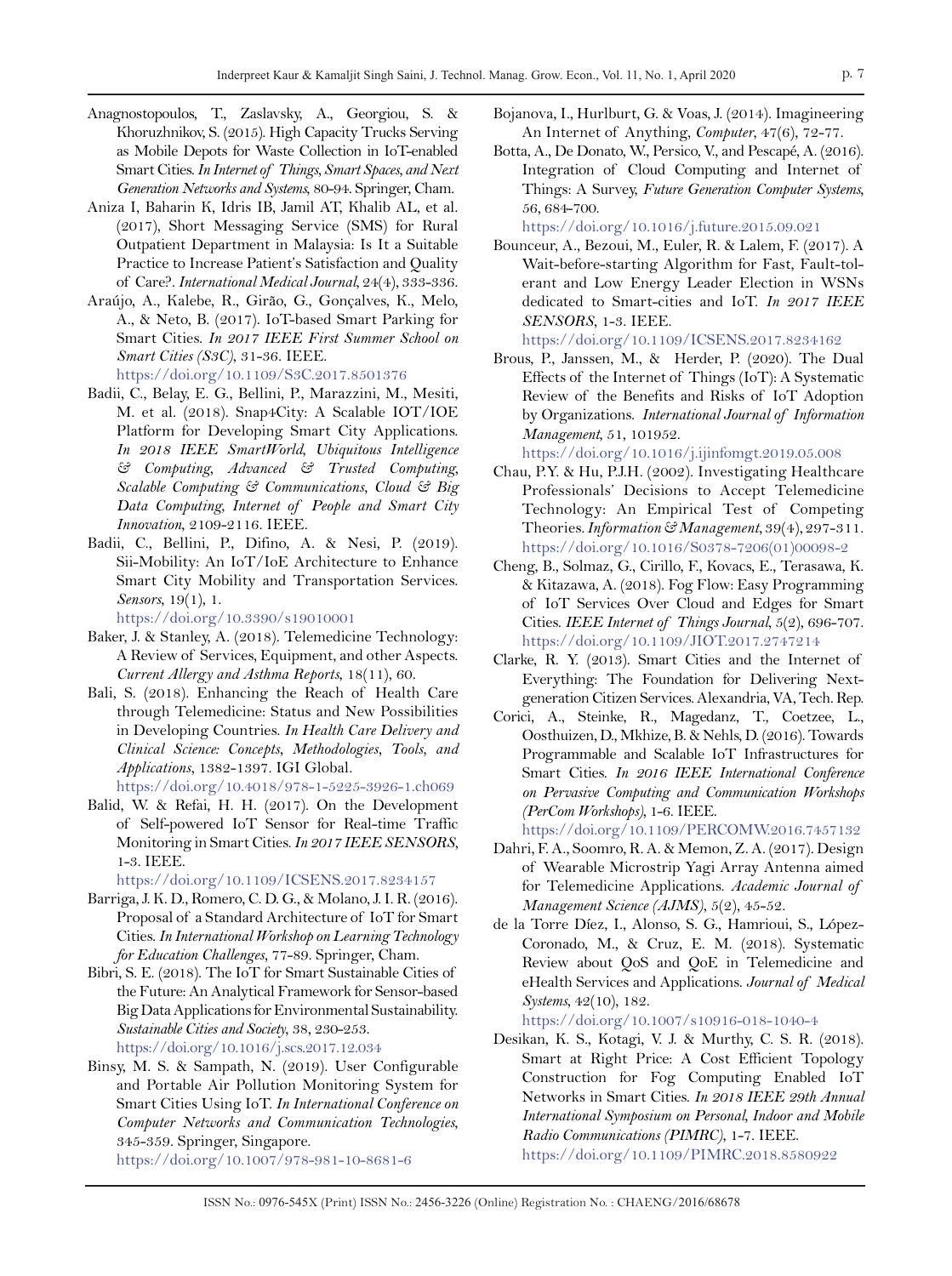Anagnostopoulos, T., Zaslavsky, A., Georgiou, S. & Khoruzhnikov, S. (2015). High Capacity Trucks Serving as Mobile Depots for Waste Collection in IoT-enabled Smart Cities. *In Internet of Things, Smart Spaces, and Next Generation Networks and Systems,* 80-94. Springer, Cham.

Aniza I, Baharin K, Idris IB, Jamil AT, Khalib AL, et al. (2017), Short Messaging Service (SMS) for Rural Outpatient Department in Malaysia: Is It a Suitable Practice to Increase Patient's Satisfaction and Quality of Care?. *International Medical Journal,* 24(4), 333-336.

Araújo, A., Kalebe, R., Girão, G., Gonçalves, K., Melo, A., & Neto, B. (2017). IoT-based Smart Parking for Smart Cities. *In 2017 IEEE First Summer School on Smart Cities (S3C),* 31-36. IEEE. https://doi.org/10.1109/S3C.2017.8501376

Badii, C., Belay, E. G., Bellini, P., Marazzini, M., Mesiti, M. et al. (2018). Snap4City: A Scalable IOT/IOE Platform for Developing Smart City Applications. *In 2018 IEEE SmartWorld, Ubiquitous Intelligence & Computing, Advanced & Trusted Computing, Scalable Computing & Communications, Cloud & Big Data Computing, Internet of People and Smart City Innovation,* 2109-2116. IEEE.

Badii, C., Bellini, P., Difino, A. & Nesi, P. (2019). Sii-Mobility: An IoT/IoE Architecture to Enhance Smart City Mobility and Transportation Services. *Sensors,* 19(1), 1. https://doi.org/10.3390/s19010001

Baker, J. & Stanley, A. (2018). Telemedicine Technology: A Review of Services, Equipment, and other Aspects. *Current Allergy and Asthma Reports,* 18(11), 60.

Bali, S. (2018). Enhancing the Reach of Health Care through Telemedicine: Status and New Possibilities in Developing Countries. *In Health Care Delivery and Clinical Science: Concepts, Methodologies, Tools, and Applications,* 1382-1397. IGI Global. https://doi.org/10.4018/978-1-5225-3926-1.ch069

Balid, W. & Refai, H. H. (2017). On the Development of Self-powered IoT Sensor for Real-time Traffic Monitoring in Smart Cities. *In 2017 IEEE SENSORS,* 1-3. IEEE. https://doi.org/10.1109/ICSENS.2017.8234157

Barriga, J. K. D., Romero, C. D. G., & Molano, J. I. R. (2016). Proposal of a Standard Architecture of IoT for Smart Cities. *In International Workshop on Learning Technology for Education Challenges,* 77-89. Springer, Cham.

Bibri, S. E. (2018). The IoT for Smart Sustainable Cities of the Future: An Analytical Framework for Sensor-based Big Data Applications for Environmental Sustainability. *Sustainable Cities and Society,* 38, 230-253. https://doi.org/10.1016/j.scs.2017.12.034

Binsy, M. S. & Sampath, N. (2019). User Configurable and Portable Air Pollution Monitoring System for Smart Cities Using IoT. *In International Conference on Computer Networks and Communication Technologies,* 345-359. Springer, Singapore. https://doi.org/10.1007/978-981-10-8681-6

Bojanova, I., Hurlburt, G. & Voas, J. (2014). Imagineering An Internet of Anything, *Computer,* 47(6), 72-77.

Botta, A., De Donato, W., Persico, V., and Pescapé, A. (2016). Integration of Cloud Computing and Internet of Things: A Survey, *Future Generation Computer Systems,* 56, 684-700. https://doi.org/10.1016/j.future.2015.09.021

Bounceur, A., Bezoui, M., Euler, R. & Lalem, F. (2017). A Wait-before-starting Algorithm for Fast, Fault-tolerant and Low Energy Leader Election in WSNs dedicated to Smart-cities and IoT. *In 2017 IEEE SENSORS,* 1-3. IEEE. https://doi.org/10.1109/ICSENS.2017.8234162

Brous, P., Janssen, M., & Herder, P. (2020). The Dual Effects of the Internet of Things (IoT): A Systematic Review of the Benefits and Risks of IoT Adoption by Organizations. *International Journal of Information Management,* 51, 101952. https://doi.org/10.1016/j.ijinfomgt.2019.05.008

Chau, P.Y. & Hu, P.J.H. (2002). Investigating Healthcare Professionals' Decisions to Accept Telemedicine Technology: An Empirical Test of Competing Theories. *Information & Management,* 39(4), 297-311. https://doi.org/10.1016/S0378-7206(01)00098-2

Cheng, B., Solmaz, G., Cirillo, F., Kovacs, E., Terasawa, K. & Kitazawa, A. (2018). Fog Flow: Easy Programming of IoT Services Over Cloud and Edges for Smart Cities. *IEEE Internet of Things Journal,* 5(2), 696-707. https://doi.org/10.1109/JIOT.2017.2747214

Clarke, R. Y. (2013). Smart Cities and the Internet of Everything: The Foundation for Delivering Next-generation Citizen Services. Alexandria, VA, Tech. Rep.

Corici, A., Steinke, R., Magedanz, T., Coetzee, L., Oosthuizen, D., Mkhize, B. & Nehls, D. (2016). Towards Programmable and Scalable IoT Infrastructures for Smart Cities. *In 2016 IEEE International Conference on Pervasive Computing and Communication Workshops (PerCom Workshops),* 1-6. IEEE. https://doi.org/10.1109/PERCOMW.2016.7457132

Dahri, F. A., Soomro, R. A. & Memon, Z. A. (2017). Design of Wearable Microstrip Yagi Array Antenna aimed for Telemedicine Applications. *Academic Journal of Management Science (AJMS),* 5(2), 45-52.

de la Torre Díez, I., Alonso, S. G., Hamrioui, S., López-Coronado, M., & Cruz, E. M. (2018). Systematic Review about QoS and QoE in Telemedicine and eHealth Services and Applications. *Journal of Medical Systems,* 42(10), 182. https://doi.org/10.1007/s10916-018-1040-4

Desikan, K. S., Kotagi, V. J. & Murthy, C. S. R. (2018). Smart at Right Price: A Cost Efficient Topology Construction for Fog Computing Enabled IoT Networks in Smart Cities. *In 2018 IEEE 29th Annual International Symposium on Personal, Indoor and Mobile Radio Communications (PIMRC),* 1-7. IEEE. https://doi.org/10.1109/PIMRC.2018.8580922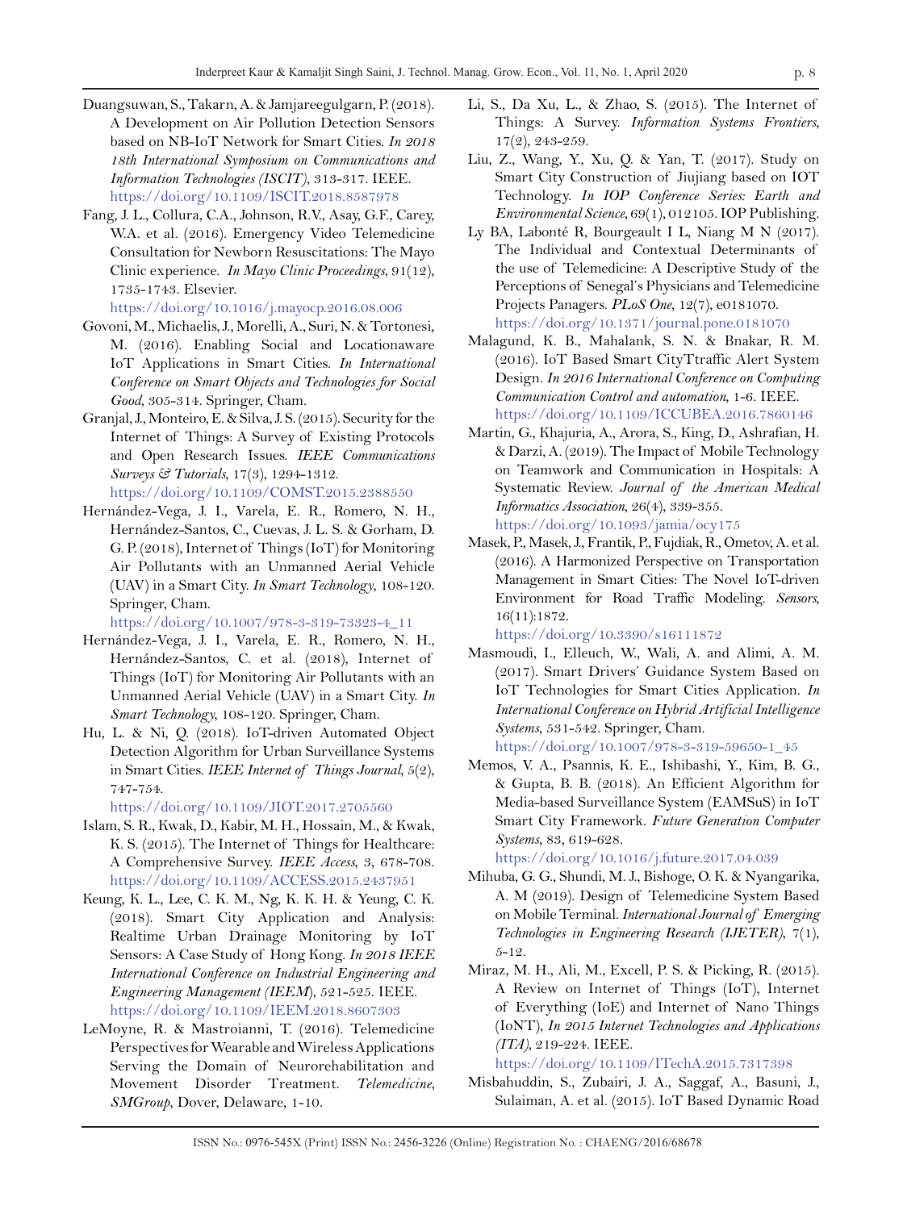Duangsuwan, S., Takarn, A. & Jamjareegulgarn, P. (2018). A Development on Air Pollution Detection Sensors based on NB-IoT Network for Smart Cities. *In 2018 18th International Symposium on Communications and Information Technologies (ISCIT)*, 313-317. IEEE. https://doi.org/10.1109/ISCIT.2018.8587978

Fang, J. L., Collura, C.A., Johnson, R.V., Asay, G.F., Carey, W.A. et al. (2016). Emergency Video Telemedicine Consultation for Newborn Resuscitations: The Mayo Clinic experience. *In Mayo Clinic Proceedings*, 91(12), 1735-1743. Elsevier. https://doi.org/10.1016/j.mayocp.2016.08.006

Govoni, M., Michaelis, J., Morelli, A., Suri, N. & Tortonesi, M. (2016). Enabling Social and Locationaware IoT Applications in Smart Cities. *In International Conference on Smart Objects and Technologies for Social Good*, 305-314. Springer, Cham.

Granjal, J., Monteiro, E. & Silva, J. S. (2015). Security for the Internet of Things: A Survey of Existing Protocols and Open Research Issues. *IEEE Communications Surveys & Tutorials*, 17(3), 1294-1312. https://doi.org/10.1109/COMST.2015.2388550

Hernández-Vega, J. I., Varela, E. R., Romero, N. H., Hernández-Santos, C., Cuevas, J. L. S. & Gorham, D. G. P. (2018), Internet of Things (IoT) for Monitoring Air Pollutants with an Unmanned Aerial Vehicle (UAV) in a Smart City. *In Smart Technology*, 108-120. Springer, Cham. https://doi.org/10.1007/978-3-319-73323-4_11

Hernández-Vega, J. I., Varela, E. R., Romero, N. H., Hernández-Santos, C. et al. (2018), Internet of Things (IoT) for Monitoring Air Pollutants with an Unmanned Aerial Vehicle (UAV) in a Smart City. *In Smart Technology*, 108-120. Springer, Cham.

Hu, L. & Ni, Q. (2018). IoT-driven Automated Object Detection Algorithm for Urban Surveillance Systems in Smart Cities. *IEEE Internet of Things Journal*, 5(2), 747-754. https://doi.org/10.1109/JIOT.2017.2705560

Islam, S. R., Kwak, D., Kabir, M. H., Hossain, M., & Kwak, K. S. (2015). The Internet of Things for Healthcare: A Comprehensive Survey. *IEEE Access*, 3, 678-708. https://doi.org/10.1109/ACCESS.2015.2437951

Keung, K. L., Lee, C. K. M., Ng, K. K. H. & Yeung, C. K. (2018). Smart City Application and Analysis: Realtime Urban Drainage Monitoring by IoT Sensors: A Case Study of Hong Kong. *In 2018 IEEE International Conference on Industrial Engineering and Engineering Management (IEEM)*, 521-525. IEEE. https://doi.org/10.1109/IEEM.2018.8607303

LeMoyne, R. & Mastroianni, T. (2016). Telemedicine Perspectives for Wearable and Wireless Applications Serving the Domain of Neurorehabilitation and Movement Disorder Treatment. *Telemedicine, SMGroup*, Dover, Delaware, 1-10.

Li, S., Da Xu, L., & Zhao, S. (2015). The Internet of Things: A Survey. *Information Systems Frontiers*, 17(2), 243-259.

Liu, Z., Wang, Y., Xu, Q. & Yan, T. (2017). Study on Smart City Construction of Jiujiang based on IOT Technology. *In IOP Conference Series: Earth and Environmental Science*, 69(1), 012105. IOP Publishing.

Ly BA, Labonté R, Bourgeault I L, Niang M N (2017). The Individual and Contextual Determinants of the use of Telemedicine: A Descriptive Study of the Perceptions of Senegal's Physicians and Telemedicine Projects Panagers. *PLoS One*, 12(7), e0181070. https://doi.org/10.1371/journal.pone.0181070

Malagund, K. B., Mahalank, S. N. & Bnakar, R. M. (2016). IoT Based Smart CityTtraffic Alert System Design. *In 2016 International Conference on Computing Communication Control and automation*, 1-6. IEEE. https://doi.org/10.1109/ICCUBEA.2016.7860146

Martin, G., Khajuria, A., Arora, S., King, D., Ashrafian, H. & Darzi, A. (2019). The Impact of Mobile Technology on Teamwork and Communication in Hospitals: A Systematic Review. *Journal of the American Medical Informatics Association*, 26(4), 339-355. https://doi.org/10.1093/jamia/ocy175

Masek, P., Masek, J., Frantik, P., Fujdiak, R., Ometov, A. et al. (2016). A Harmonized Perspective on Transportation Management in Smart Cities: The Novel IoT-driven Environment for Road Traffic Modeling. *Sensors*, 16(11):1872. https://doi.org/10.3390/s16111872

Masmoudi, I., Elleuch, W., Wali, A. and Alimi, A. M. (2017). Smart Drivers' Guidance System Based on IoT Technologies for Smart Cities Application. *In International Conference on Hybrid Artificial Intelligence Systems*, 531-542. Springer, Cham. https://doi.org/10.1007/978-3-319-59650-1_45

Memos, V. A., Psannis, K. E., Ishibashi, Y., Kim, B. G., & Gupta, B. B. (2018). An Efficient Algorithm for Media-based Surveillance System (EAMSuS) in IoT Smart City Framework. *Future Generation Computer Systems*, 83, 619-628. https://doi.org/10.1016/j.future.2017.04.039

Mihuba, G. G., Shundi, M. J., Bishoge, O. K. & Nyangarika, A. M (2019). Design of Telemedicine System Based on Mobile Terminal. *International Journal of Emerging Technologies in Engineering Research (IJETER)*, 7(1), 5-12.

Miraz, M. H., Ali, M., Excell, P. S. & Picking, R. (2015). A Review on Internet of Things (IoT), Internet of Everything (IoE) and Internet of Nano Things (IoNT), *In 2015 Internet Technologies and Applications (ITA)*, 219-224. IEEE. https://doi.org/10.1109/ITechA.2015.7317398

Misbahuddin, S., Zubairi, J. A., Saggaf, A., Basuni, J., Sulaiman, A. et al. (2015). IoT Based Dynamic Road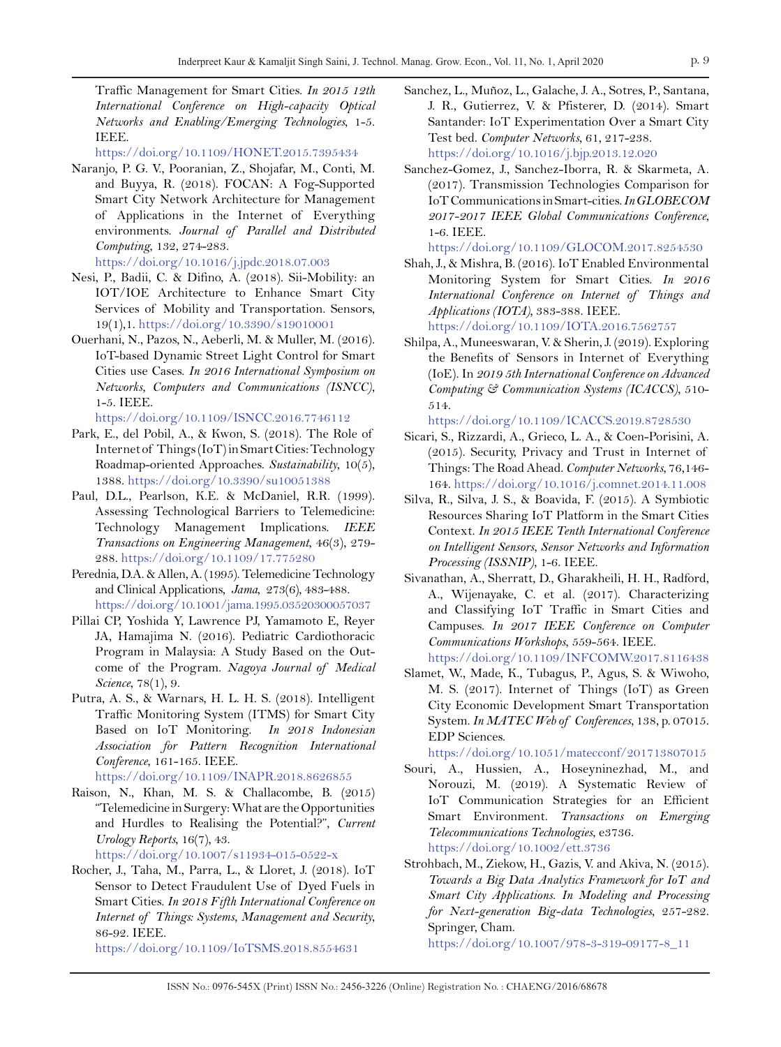Traffic Management for Smart Cities. *In 2015 12th International Conference on High-capacity Optical Networks and Enabling/Emerging Technologies*, 1-5. IEEE. https://doi.org/10.1109/HONET.2015.7395434

Naranjo, P. G. V., Pooranian, Z., Shojafar, M., Conti, M. and Buyya, R. (2018). FOCAN: A Fog-Supported Smart City Network Architecture for Management of Applications in the Internet of Everything environments. *Journal of Parallel and Distributed Computing*, 132, 274-283. https://doi.org/10.1016/j.jpdc.2018.07.003

Nesi, P., Badii, C. & Difino, A. (2018). Sii-Mobility: an IOT/IOE Architecture to Enhance Smart City Services of Mobility and Transportation. Sensors, 19(1),1. https://doi.org/10.3390/s19010001

Ouerhani, N., Pazos, N., Aeberli, M. & Muller, M. (2016). IoT-based Dynamic Street Light Control for Smart Cities use Cases. *In 2016 International Symposium on Networks, Computers and Communications (ISNCC)*, 1-5. IEEE. https://doi.org/10.1109/ISNCC.2016.7746112

Park, E., del Pobil, A., & Kwon, S. (2018). The Role of Internet of Things (IoT) in Smart Cities: Technology Roadmap-oriented Approaches. *Sustainability*, 10(5), 1388. https://doi.org/10.3390/su10051388

Paul, D.L., Pearlson, K.E. & McDaniel, R.R. (1999). Assessing Technological Barriers to Telemedicine: Technology Management Implications. *IEEE Transactions on Engineering Management*, 46(3), 279-288. https://doi.org/10.1109/17.775280

Perednia, D.A. & Allen, A. (1995). Telemedicine Technology and Clinical Applications, *Jama*, 273(6), 483-488. https://doi.org/10.1001/jama.1995.03520300057037

Pillai CP, Yoshida Y, Lawrence PJ, Yamamoto E, Reyer JA, Hamajima N. (2016). Pediatric Cardiothoracic Program in Malaysia: A Study Based on the Outcome of the Program. *Nagoya Journal of Medical Science*, 78(1), 9.

Putra, A. S., & Warnars, H. L. H. S. (2018). Intelligent Traffic Monitoring System (ITMS) for Smart City Based on IoT Monitoring. *In 2018 Indonesian Association for Pattern Recognition International Conference*, 161-165. IEEE. https://doi.org/10.1109/INAPR.2018.8626855

Raison, N., Khan, M. S. & Challacombe, B. (2015) "Telemedicine in Surgery: What are the Opportunities and Hurdles to Realising the Potential?", *Current Urology Reports*, 16(7), 43. https://doi.org/10.1007/s11934-015-0522-x

Rocher, J., Taha, M., Parra, L., & Lloret, J. (2018). IoT Sensor to Detect Fraudulent Use of Dyed Fuels in Smart Cities. *In 2018 Fifth International Conference on Internet of Things: Systems, Management and Security*, 86-92. IEEE. https://doi.org/10.1109/IoTSMS.2018.8554631

Sanchez, L., Muñoz, L., Galache, J. A., Sotres, P., Santana, J. R., Gutierrez, V. & Pfisterer, D. (2014). Smart Santander: IoT Experimentation Over a Smart City Test bed. *Computer Networks*, 61, 217-238. https://doi.org/10.1016/j.bjp.2013.12.020

Sanchez-Gomez, J., Sanchez-Iborra, R. & Skarmeta, A. (2017). Transmission Technologies Comparison for IoT Communications in Smart-cities. *In GLOBECOM 2017-2017 IEEE Global Communications Conference*, 1-6. IEEE. https://doi.org/10.1109/GLOCOM.2017.8254530

Shah, J., & Mishra, B. (2016). IoT Enabled Environmental Monitoring System for Smart Cities. *In 2016 International Conference on Internet of Things and Applications (IOTA)*, 383-388. IEEE. https://doi.org/10.1109/IOTA.2016.7562757

Shilpa, A., Muneeswaran, V. & Sherin, J. (2019). Exploring the Benefits of Sensors in Internet of Everything (IoE). In *2019 5th International Conference on Advanced Computing & Communication Systems (ICACCS)*, 510-514. https://doi.org/10.1109/ICACCS.2019.8728530

Sicari, S., Rizzardi, A., Grieco, L. A., & Coen-Porisini, A. (2015). Security, Privacy and Trust in Internet of Things: The Road Ahead. *Computer Networks*, 76,146-164. https://doi.org/10.1016/j.comnet.2014.11.008

Silva, R., Silva, J. S., & Boavida, F. (2015). A Symbiotic Resources Sharing IoT Platform in the Smart Cities Context. *In 2015 IEEE Tenth International Conference on Intelligent Sensors, Sensor Networks and Information Processing (ISSNIP)*, 1-6. IEEE.

Sivanathan, A., Sherratt, D., Gharakheili, H. H., Radford, A., Wijenayake, C. et al. (2017). Characterizing and Classifying IoT Traffic in Smart Cities and Campuses. *In 2017 IEEE Conference on Computer Communications Workshops*, 559-564. IEEE. https://doi.org/10.1109/INFCOMW.2017.8116438

Slamet, W., Made, K., Tubagus, P., Agus, S. & Wiwoho, M. S. (2017). Internet of Things (IoT) as Green City Economic Development Smart Transportation System. *In MATEC Web of Conferences*, 138, p. 07015. EDP Sciences. https://doi.org/10.1051/matecconf/201713807015

Souri, A., Hussien, A., Hoseyninezhad, M., and Norouzi, M. (2019). A Systematic Review of IoT Communication Strategies for an Efficient Smart Environment. *Transactions on Emerging Telecommunications Technologies*, e3736. https://doi.org/10.1002/ett.3736

Strohbach, M., Ziekow, H., Gazis, V. and Akiva, N. (2015). *Towards a Big Data Analytics Framework for IoT and Smart City Applications. In Modeling and Processing for Next-generation Big-data Technologies*, 257-282. Springer, Cham. https://doi.org/10.1007/978-3-319-09177-8_11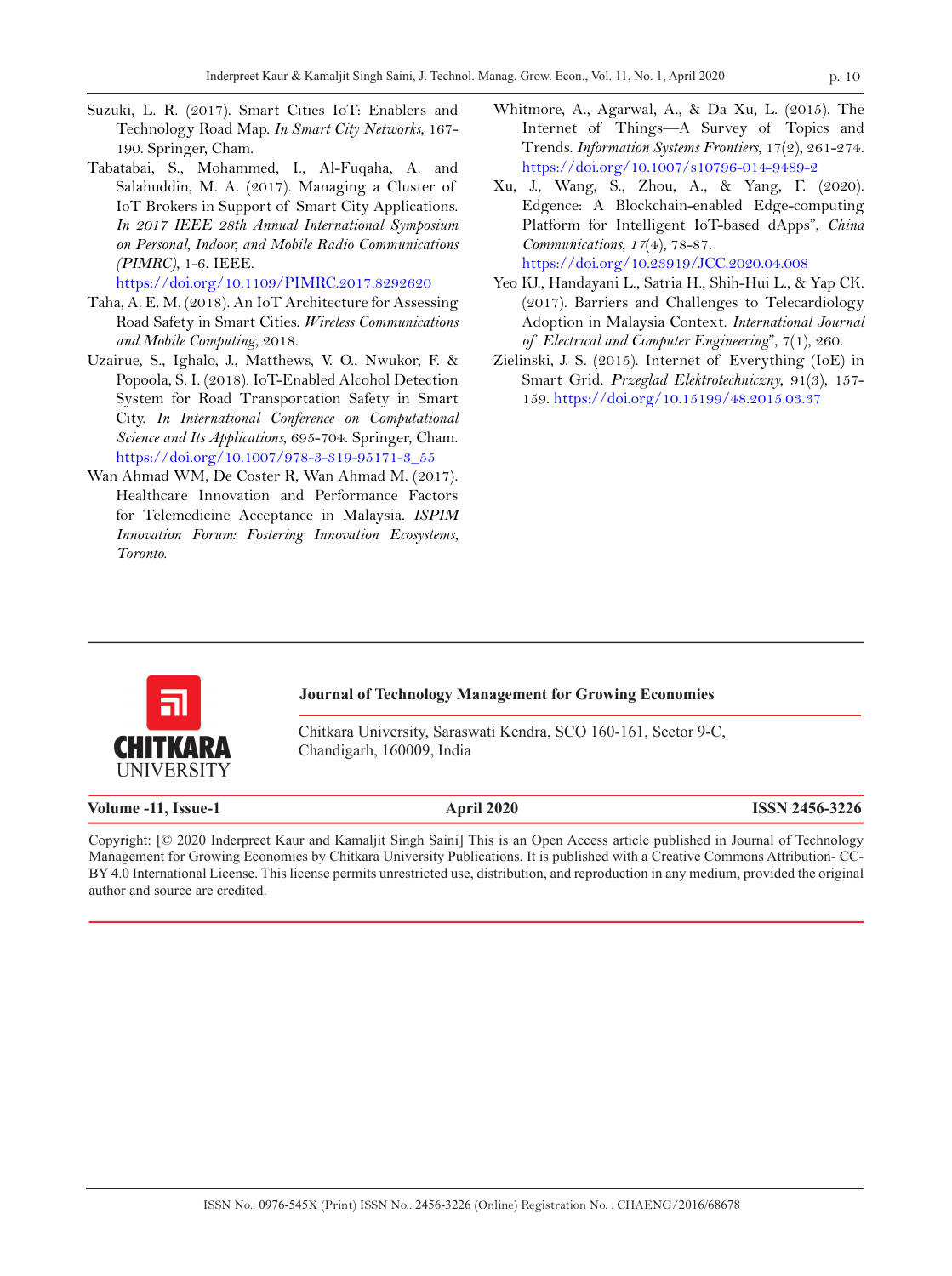Suzuki, L. R. (2017). Smart Cities IoT: Enablers and Technology Road Map. *In Smart City Networks*, 167-190. Springer, Cham.

Tabatabai, S., Mohammed, I., Al-Fuqaha, A. and Salahuddin, M. A. (2017). Managing a Cluster of IoT Brokers in Support of Smart City Applications. *In 2017 IEEE 28th Annual International Symposium on Personal, Indoor, and Mobile Radio Communications (PIMRC)*, 1-6. IEEE. https://doi.org/10.1109/PIMRC.2017.8292620

Taha, A. E. M. (2018). An IoT Architecture for Assessing Road Safety in Smart Cities. *Wireless Communications and Mobile Computing*, 2018.

Uzairue, S., Ighalo, J., Matthews, V. O., Nwukor, F. & Popoola, S. I. (2018). IoT-Enabled Alcohol Detection System for Road Transportation Safety in Smart City. *In International Conference on Computational Science and Its Applications*, 695-704. Springer, Cham. https://doi.org/10.1007/978-3-319-95171-3_55

Wan Ahmad WM, De Coster R, Wan Ahmad M. (2017). Healthcare Innovation and Performance Factors for Telemedicine Acceptance in Malaysia. *ISPIM Innovation Forum: Fostering Innovation Ecosystems, Toronto.*

Whitmore, A., Agarwal, A., & Da Xu, L. (2015). The Internet of Things—A Survey of Topics and Trends. *Information Systems Frontiers*, 17(2), 261-274. https://doi.org/10.1007/s10796-014-9489-2

Xu, J., Wang, S., Zhou, A., & Yang, F. (2020). Edgence: A Blockchain-enabled Edge-computing Platform for Intelligent IoT-based dApps", *China Communications*, *17*(4), 78-87. https://doi.org/10.23919/JCC.2020.04.008

Yeo KJ., Handayani L., Satria H., Shih-Hui L., & Yap CK. (2017). Barriers and Challenges to Telecardiology Adoption in Malaysia Context. *International Journal of Electrical and Computer Engineering*", 7(1), 260.

Zielinski, J. S. (2015). Internet of Everything (IoE) in Smart Grid. *Przeglad Elektrotechniczny*, 91(3), 157-159. https://doi.org/10.15199/48.2015.03.37

---

CHITKARA UNIVERSITY

**Journal of Technology Management for Growing Economies**

Chitkara University, Saraswati Kendra, SCO 160-161, Sector 9-C, Chandigarh, 160009, India

**Volume -11, Issue-1** | **April 2020** | **ISSN 2456-3226**

Copyright: [© 2020 Inderpreet Kaur and Kamaljit Singh Saini] This is an Open Access article published in Journal of Technology Management for Growing Economies by Chitkara University Publications. It is published with a Creative Commons Attribution- CC-BY 4.0 International License. This license permits unrestricted use, distribution, and reproduction in any medium, provided the original author and source are credited.